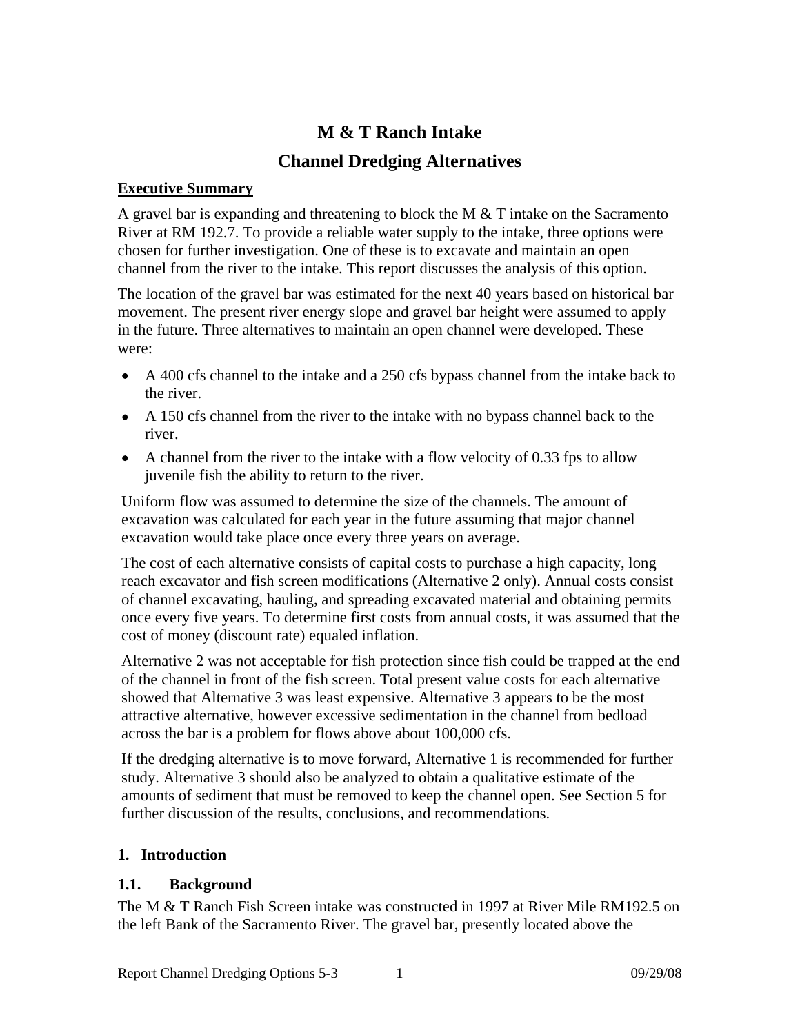# M & T Ranch Intake

# Channel Dredging Alternatives

## Executive Summary

A gravel bar is expanding and threatening to block the M & T intake on the Sacramento River at RM 192.7. To provide a reliable water supply to the intake, three options were chosen for further investigation. One of these is to excavate and maintain an open channel from the river to the intake. This report discusses the analysis of this option.

The location of the gravel bar was estimated for the next 40 years based on historical bar movement. The present river energy slope and gravel bar height were assumed to apply in the future. Three alternatives to maintain an open channel were developed. These were:

- A 400 cfs channel to the intake and a 250 cfs bypass channel from the intake back to the river.
- A 150 cfs channel from the river to the intake with no bypass channel back to the river.
- A channel from the river to the intake with a flow velocity of 0.33 fps to allow juvenile fish the ability to return to the river.

Uniform flow was assumed to determine the size of the channels. The amount of excavation was calculated for each year in the future assuming that major channel excavation would take place once every three years on average.

The cost of each alternative consists of capital costs to purchase a high capacity, long reach excavator and fish screen modifications (Alternative 2 only). Annual costs consist of channel excavating, hauling, and spreading excavated material and obtaining permits once every five years. To determine first costs from annual costs, it was assumed that the cost of money (discount rate) equaled inflation.

Alternative 2 was not acceptable for fish protection since fish could be trapped at the end of the channel in front of the fish screen. Total present value costs for each alternative showed that Alternative 3 was least expensive. Alternative 3 appears to be the most attractive alternative, however excessive sedimentation in the channel from bedload across the bar is a problem for flows above about 100,000 cfs.

If the dredging alternative is to move forward, Alternative 1 is recommended for further study. Alternative 3 should also be analyzed to obtain a qualitative estimate of the amounts of sediment that must be removed to keep the channel open. See Section 5 for further discussion of the results, conclusions, and recommendations.

## 1. Introduction

### 1.1. Background

The M & T Ranch Fish Screen intake was constructed in 1997 at River Mile RM192.5 on the left Bank of the Sacramento River. The gravel bar, presently located above the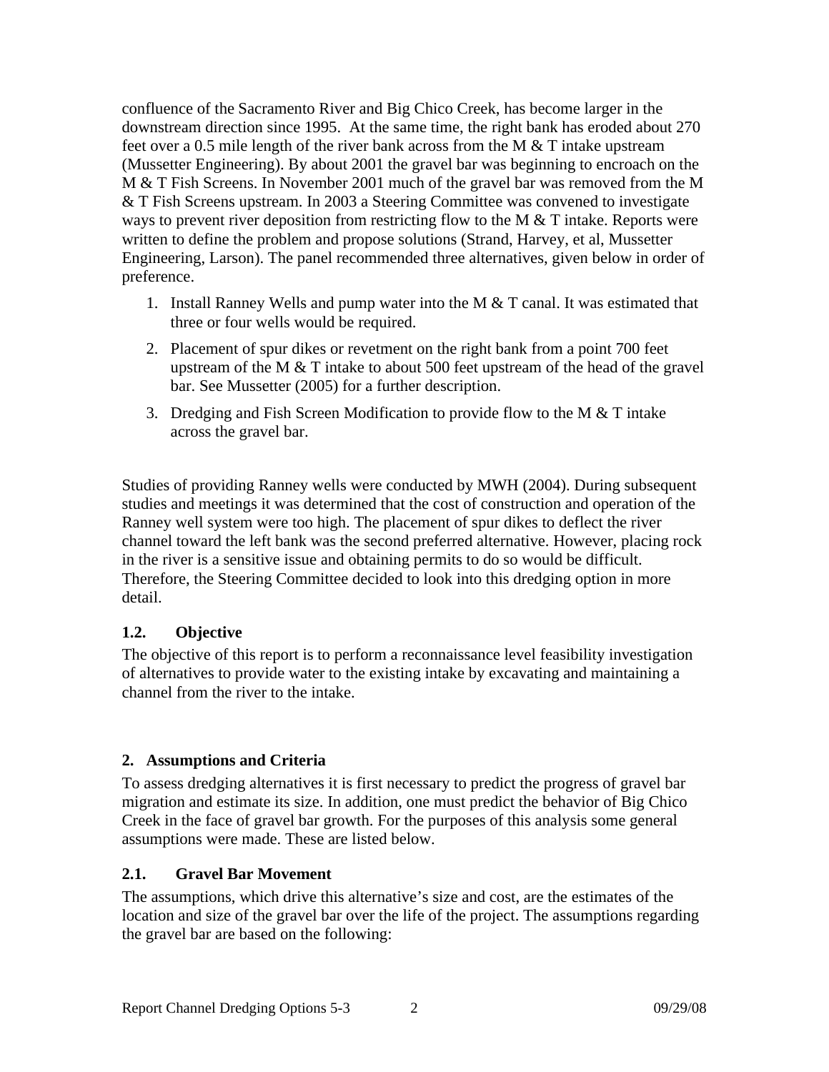confluence of the Sacramento River and Big Chico Creek, has become larger in the downstream direction since 1995. At the same time, the right bank has eroded about 270 feet over a 0.5 mile length of the river bank across from the M & T intake upstream (Mussetter Engineering). By about 2001 the gravel bar was beginning to encroach on the M & T Fish Screens. In November 2001 much of the gravel bar was removed from the M & T Fish Screens upstream. In 2003 a Steering Committee was convened to investigate ways to prevent river deposition from restricting flow to the M & T intake. Reports were written to define the problem and propose solutions (Strand, Harvey, et al, Mussetter Engineering, Larson). The panel recommended three alternatives, given below in order of preference.

1. Install Ranney Wells and pump water into the M & T canal. It was estimated that three or four wells would be required.
2. Placement of spur dikes or revetment on the right bank from a point 700 feet upstream of the M & T intake to about 500 feet upstream of the head of the gravel bar. See Mussetter (2005) for a further description.
3. Dredging and Fish Screen Modification to provide flow to the M & T intake across the gravel bar.

Studies of providing Ranney wells were conducted by MWH (2004). During subsequent studies and meetings it was determined that the cost of construction and operation of the Ranney well system were too high. The placement of spur dikes to deflect the river channel toward the left bank was the second preferred alternative. However, placing rock in the river is a sensitive issue and obtaining permits to do so would be difficult. Therefore, the Steering Committee decided to look into this dredging option in more detail.

### 1.2. Objective

The objective of this report is to perform a reconnaissance level feasibility investigation of alternatives to provide water to the existing intake by excavating and maintaining a channel from the river to the intake.

## 2. Assumptions and Criteria

To assess dredging alternatives it is first necessary to predict the progress of gravel bar migration and estimate its size. In addition, one must predict the behavior of Big Chico Creek in the face of gravel bar growth. For the purposes of this analysis some general assumptions were made. These are listed below.

### 2.1. Gravel Bar Movement

The assumptions, which drive this alternative's size and cost, are the estimates of the location and size of the gravel bar over the life of the project. The assumptions regarding the gravel bar are based on the following: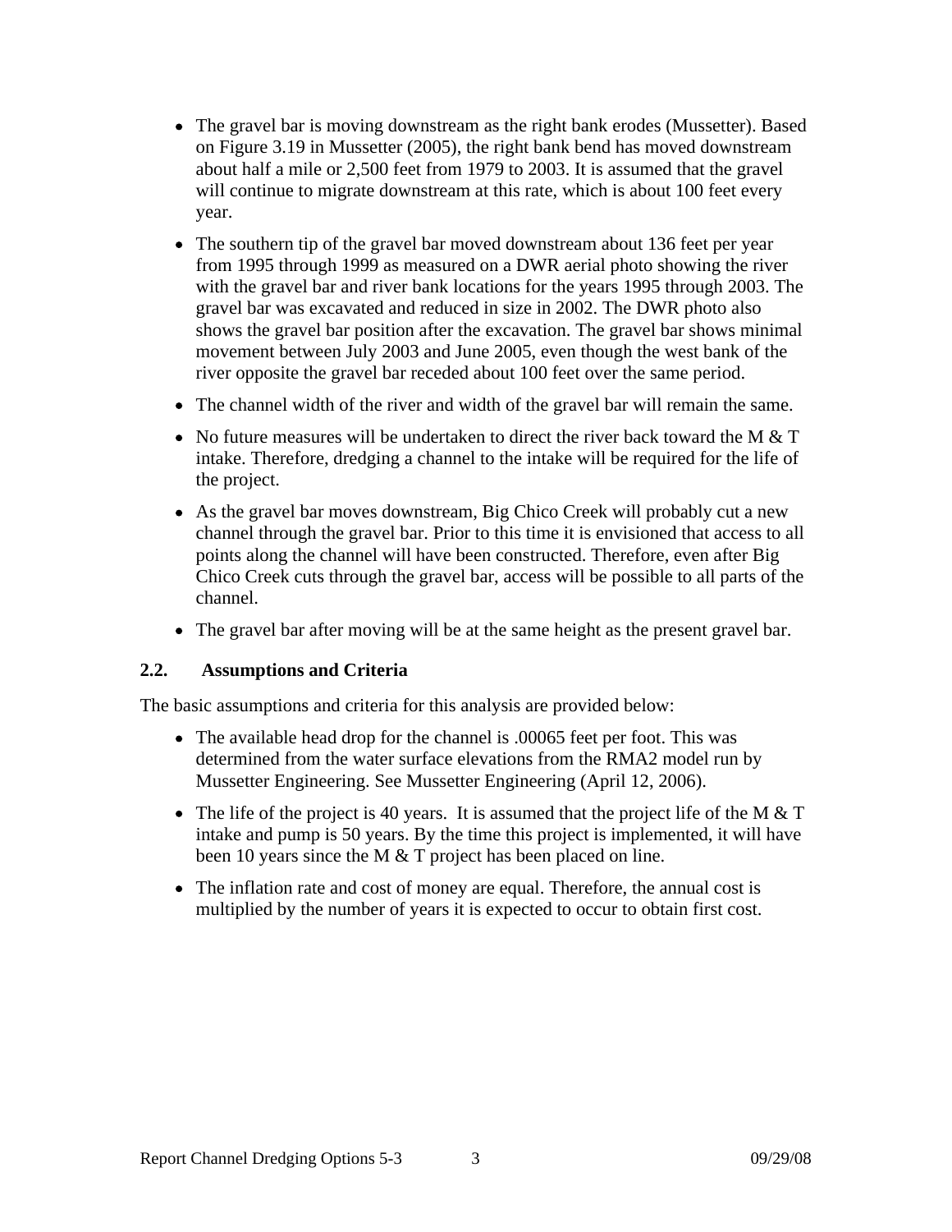- The gravel bar is moving downstream as the right bank erodes (Mussetter). Based on Figure 3.19 in Mussetter (2005), the right bank bend has moved downstream about half a mile or 2,500 feet from 1979 to 2003. It is assumed that the gravel will continue to migrate downstream at this rate, which is about 100 feet every year.
- The southern tip of the gravel bar moved downstream about 136 feet per year from 1995 through 1999 as measured on a DWR aerial photo showing the river with the gravel bar and river bank locations for the years 1995 through 2003. The gravel bar was excavated and reduced in size in 2002. The DWR photo also shows the gravel bar position after the excavation. The gravel bar shows minimal movement between July 2003 and June 2005, even though the west bank of the river opposite the gravel bar receded about 100 feet over the same period.
- The channel width of the river and width of the gravel bar will remain the same.
- No future measures will be undertaken to direct the river back toward the M & T intake. Therefore, dredging a channel to the intake will be required for the life of the project.
- As the gravel bar moves downstream, Big Chico Creek will probably cut a new channel through the gravel bar. Prior to this time it is envisioned that access to all points along the channel will have been constructed. Therefore, even after Big Chico Creek cuts through the gravel bar, access will be possible to all parts of the channel.
- The gravel bar after moving will be at the same height as the present gravel bar.

### 2.2. Assumptions and Criteria

The basic assumptions and criteria for this analysis are provided below:

- The available head drop for the channel is .00065 feet per foot. This was determined from the water surface elevations from the RMA2 model run by Mussetter Engineering. See Mussetter Engineering (April 12, 2006).
- The life of the project is 40 years. It is assumed that the project life of the M & T intake and pump is 50 years. By the time this project is implemented, it will have been 10 years since the M & T project has been placed on line.
- The inflation rate and cost of money are equal. Therefore, the annual cost is multiplied by the number of years it is expected to occur to obtain first cost.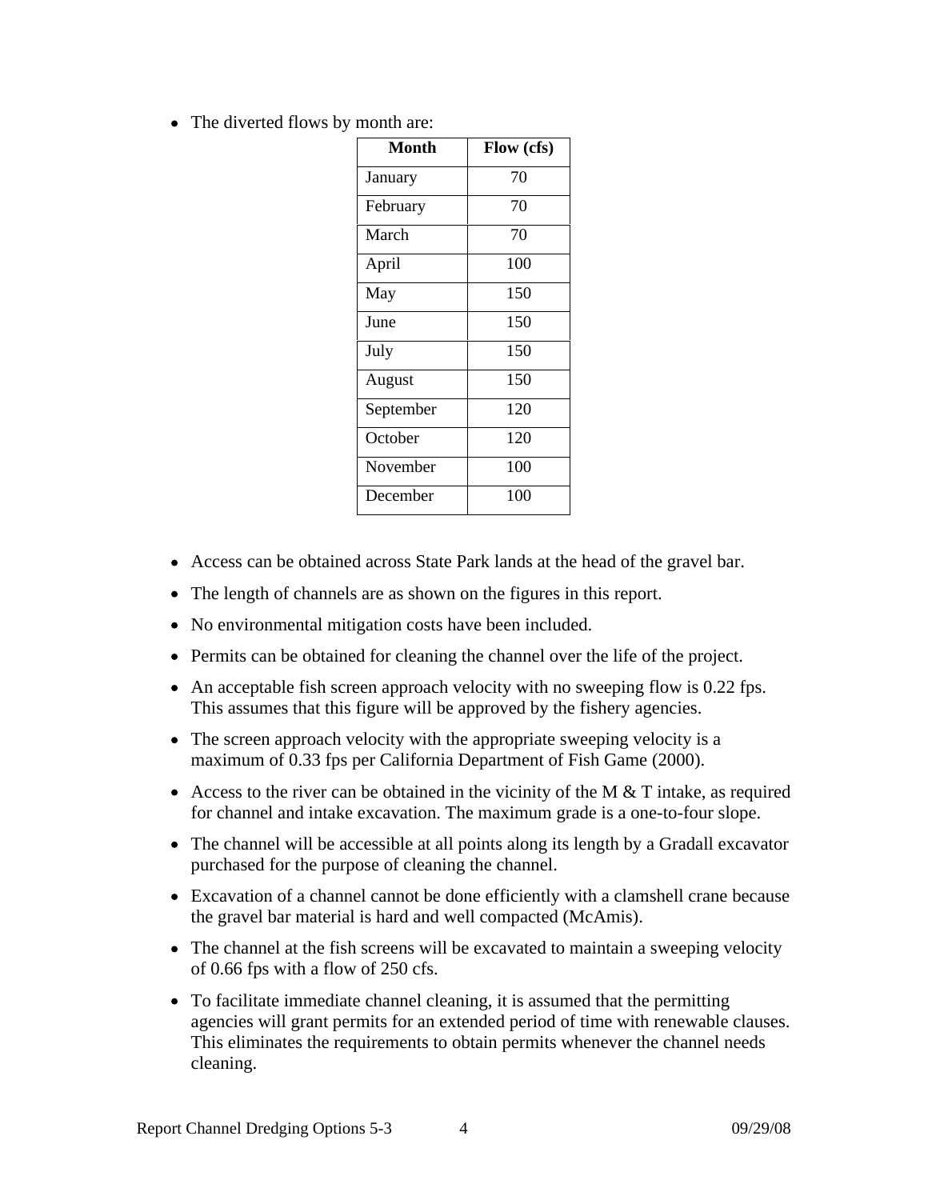- The diverted flows by month are:

| Month | Flow (cfs) |
| --- | --- |
| January | 70 |
| February | 70 |
| March | 70 |
| April | 100 |
| May | 150 |
| June | 150 |
| July | 150 |
| August | 150 |
| September | 120 |
| October | 120 |
| November | 100 |
| December | 100 |

- Access can be obtained across State Park lands at the head of the gravel bar.
- The length of channels are as shown on the figures in this report.
- No environmental mitigation costs have been included.
- Permits can be obtained for cleaning the channel over the life of the project.
- An acceptable fish screen approach velocity with no sweeping flow is 0.22 fps. This assumes that this figure will be approved by the fishery agencies.
- The screen approach velocity with the appropriate sweeping velocity is a maximum of 0.33 fps per California Department of Fish Game (2000).
- Access to the river can be obtained in the vicinity of the M & T intake, as required for channel and intake excavation. The maximum grade is a one-to-four slope.
- The channel will be accessible at all points along its length by a Gradall excavator purchased for the purpose of cleaning the channel.
- Excavation of a channel cannot be done efficiently with a clamshell crane because the gravel bar material is hard and well compacted (McAmis).
- The channel at the fish screens will be excavated to maintain a sweeping velocity of 0.66 fps with a flow of 250 cfs.
- To facilitate immediate channel cleaning, it is assumed that the permitting agencies will grant permits for an extended period of time with renewable clauses. This eliminates the requirements to obtain permits whenever the channel needs cleaning.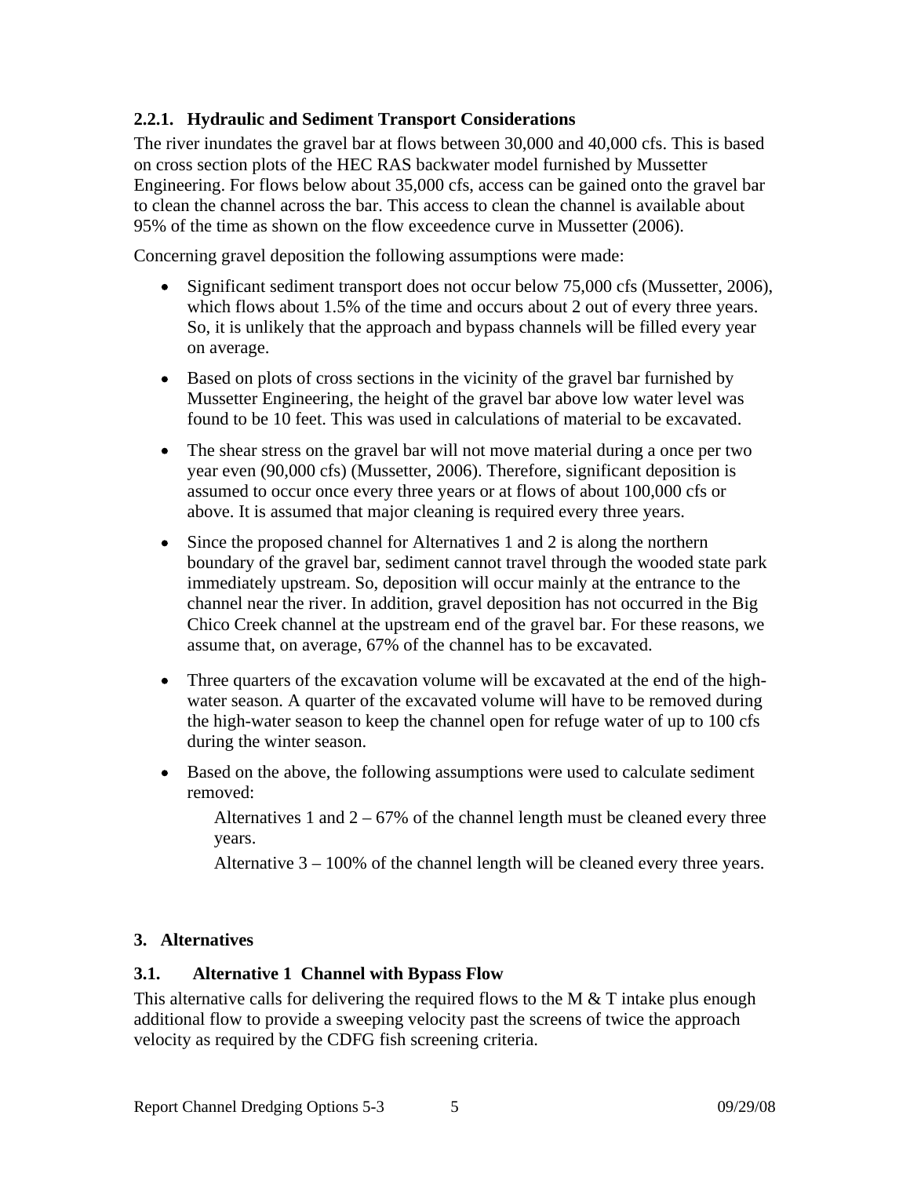### 2.2.1. Hydraulic and Sediment Transport Considerations

The river inundates the gravel bar at flows between 30,000 and 40,000 cfs. This is based on cross section plots of the HEC RAS backwater model furnished by Mussetter Engineering. For flows below about 35,000 cfs, access can be gained onto the gravel bar to clean the channel across the bar. This access to clean the channel is available about 95% of the time as shown on the flow exceedence curve in Mussetter (2006).

Concerning gravel deposition the following assumptions were made:

- Significant sediment transport does not occur below 75,000 cfs (Mussetter, 2006), which flows about 1.5% of the time and occurs about 2 out of every three years. So, it is unlikely that the approach and bypass channels will be filled every year on average.
- Based on plots of cross sections in the vicinity of the gravel bar furnished by Mussetter Engineering, the height of the gravel bar above low water level was found to be 10 feet. This was used in calculations of material to be excavated.
- The shear stress on the gravel bar will not move material during a once per two year even (90,000 cfs) (Mussetter, 2006). Therefore, significant deposition is assumed to occur once every three years or at flows of about 100,000 cfs or above. It is assumed that major cleaning is required every three years.
- Since the proposed channel for Alternatives 1 and 2 is along the northern boundary of the gravel bar, sediment cannot travel through the wooded state park immediately upstream. So, deposition will occur mainly at the entrance to the channel near the river. In addition, gravel deposition has not occurred in the Big Chico Creek channel at the upstream end of the gravel bar. For these reasons, we assume that, on average, 67% of the channel has to be excavated.
- Three quarters of the excavation volume will be excavated at the end of the high-water season. A quarter of the excavated volume will have to be removed during the high-water season to keep the channel open for refuge water of up to 100 cfs during the winter season.
- Based on the above, the following assumptions were used to calculate sediment removed:

  Alternatives 1 and 2 – 67% of the channel length must be cleaned every three years.

  Alternative 3 – 100% of the channel length will be cleaned every three years.

## 3. Alternatives

### 3.1. Alternative 1 Channel with Bypass Flow

This alternative calls for delivering the required flows to the M & T intake plus enough additional flow to provide a sweeping velocity past the screens of twice the approach velocity as required by the CDFG fish screening criteria.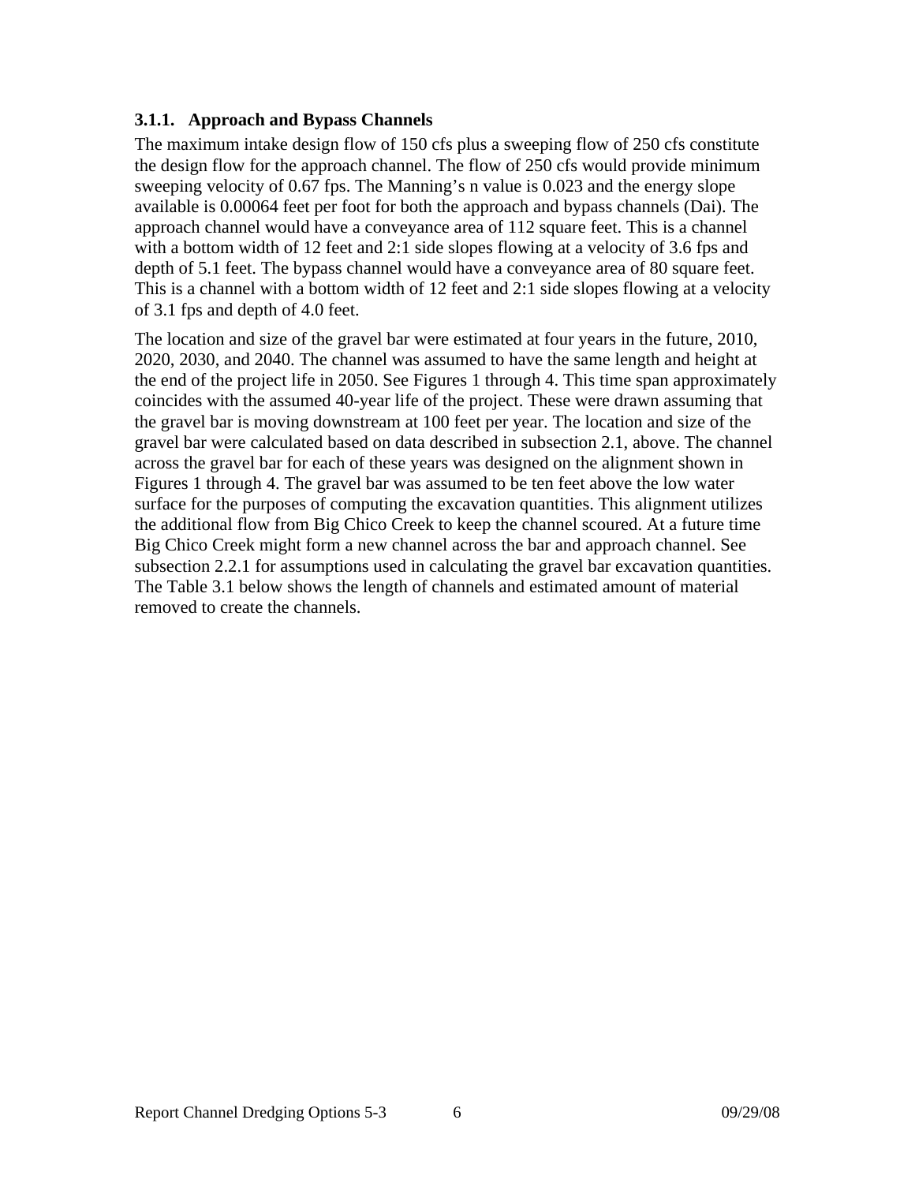### 3.1.1. Approach and Bypass Channels

The maximum intake design flow of 150 cfs plus a sweeping flow of 250 cfs constitute the design flow for the approach channel. The flow of 250 cfs would provide minimum sweeping velocity of 0.67 fps. The Manning's n value is 0.023 and the energy slope available is 0.00064 feet per foot for both the approach and bypass channels (Dai). The approach channel would have a conveyance area of 112 square feet. This is a channel with a bottom width of 12 feet and 2:1 side slopes flowing at a velocity of 3.6 fps and depth of 5.1 feet. The bypass channel would have a conveyance area of 80 square feet. This is a channel with a bottom width of 12 feet and 2:1 side slopes flowing at a velocity of 3.1 fps and depth of 4.0 feet.

The location and size of the gravel bar were estimated at four years in the future, 2010, 2020, 2030, and 2040. The channel was assumed to have the same length and height at the end of the project life in 2050. See Figures 1 through 4. This time span approximately coincides with the assumed 40-year life of the project. These were drawn assuming that the gravel bar is moving downstream at 100 feet per year. The location and size of the gravel bar were calculated based on data described in subsection 2.1, above. The channel across the gravel bar for each of these years was designed on the alignment shown in Figures 1 through 4. The gravel bar was assumed to be ten feet above the low water surface for the purposes of computing the excavation quantities. This alignment utilizes the additional flow from Big Chico Creek to keep the channel scoured. At a future time Big Chico Creek might form a new channel across the bar and approach channel. See subsection 2.2.1 for assumptions used in calculating the gravel bar excavation quantities. The Table 3.1 below shows the length of channels and estimated amount of material removed to create the channels.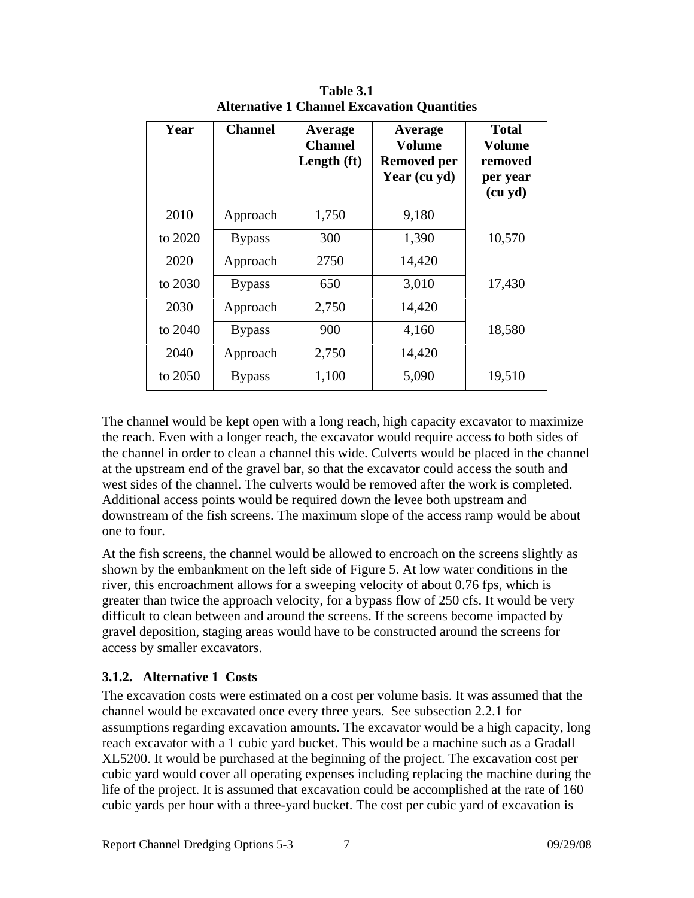**Table 3.1**
**Alternative 1 Channel Excavation Quantities**

| Year | Channel | Average Channel Length (ft) | Average Volume Removed per Year (cu yd) | Total Volume removed per year (cu yd) |
|---|---|---|---|---|
| 2010 | Approach | 1,750 | 9,180 | |
| to 2020 | Bypass | 300 | 1,390 | 10,570 |
| 2020 | Approach | 2750 | 14,420 | |
| to 2030 | Bypass | 650 | 3,010 | 17,430 |
| 2030 | Approach | 2,750 | 14,420 | |
| to 2040 | Bypass | 900 | 4,160 | 18,580 |
| 2040 | Approach | 2,750 | 14,420 | |
| to 2050 | Bypass | 1,100 | 5,090 | 19,510 |

The channel would be kept open with a long reach, high capacity excavator to maximize the reach. Even with a longer reach, the excavator would require access to both sides of the channel in order to clean a channel this wide. Culverts would be placed in the channel at the upstream end of the gravel bar, so that the excavator could access the south and west sides of the channel. The culverts would be removed after the work is completed. Additional access points would be required down the levee both upstream and downstream of the fish screens. The maximum slope of the access ramp would be about one to four.

At the fish screens, the channel would be allowed to encroach on the screens slightly as shown by the embankment on the left side of Figure 5. At low water conditions in the river, this encroachment allows for a sweeping velocity of about 0.76 fps, which is greater than twice the approach velocity, for a bypass flow of 250 cfs. It would be very difficult to clean between and around the screens. If the screens become impacted by gravel deposition, staging areas would have to be constructed around the screens for access by smaller excavators.

### 3.1.2. Alternative 1 Costs

The excavation costs were estimated on a cost per volume basis. It was assumed that the channel would be excavated once every three years. See subsection 2.2.1 for assumptions regarding excavation amounts. The excavator would be a high capacity, long reach excavator with a 1 cubic yard bucket. This would be a machine such as a Gradall XL5200. It would be purchased at the beginning of the project. The excavation cost per cubic yard would cover all operating expenses including replacing the machine during the life of the project. It is assumed that excavation could be accomplished at the rate of 160 cubic yards per hour with a three-yard bucket. The cost per cubic yard of excavation is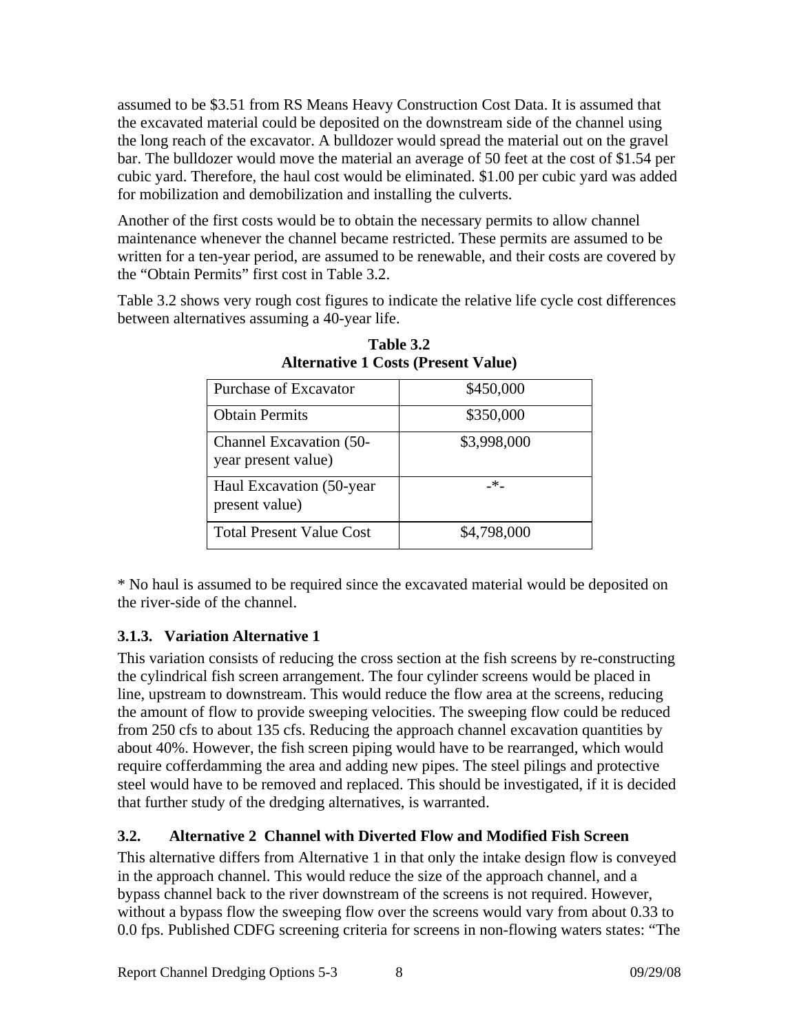assumed to be $3.51 from RS Means Heavy Construction Cost Data. It is assumed that the excavated material could be deposited on the downstream side of the channel using the long reach of the excavator. A bulldozer would spread the material out on the gravel bar. The bulldozer would move the material an average of 50 feet at the cost of $1.54 per cubic yard. Therefore, the haul cost would be eliminated. $1.00 per cubic yard was added for mobilization and demobilization and installing the culverts.

Another of the first costs would be to obtain the necessary permits to allow channel maintenance whenever the channel became restricted. These permits are assumed to be written for a ten-year period, are assumed to be renewable, and their costs are covered by the "Obtain Permits" first cost in Table 3.2.

Table 3.2 shows very rough cost figures to indicate the relative life cycle cost differences between alternatives assuming a 40-year life.

**Table 3.2**
**Alternative 1 Costs (Present Value)**

| | |
|---|---|
| Purchase of Excavator | $450,000 |
| Obtain Permits | $350,000 |
| Channel Excavation (50-year present value) | $3,998,000 |
| Haul Excavation (50-year present value) | -*- |
| Total Present Value Cost | $4,798,000 |

* No haul is assumed to be required since the excavated material would be deposited on the river-side of the channel.

### 3.1.3. Variation Alternative 1

This variation consists of reducing the cross section at the fish screens by re-constructing the cylindrical fish screen arrangement. The four cylinder screens would be placed in line, upstream to downstream. This would reduce the flow area at the screens, reducing the amount of flow to provide sweeping velocities. The sweeping flow could be reduced from 250 cfs to about 135 cfs. Reducing the approach channel excavation quantities by about 40%. However, the fish screen piping would have to be rearranged, which would require cofferdamming the area and adding new pipes. The steel pilings and protective steel would have to be removed and replaced. This should be investigated, if it is decided that further study of the dredging alternatives, is warranted.

## 3.2. Alternative 2 Channel with Diverted Flow and Modified Fish Screen

This alternative differs from Alternative 1 in that only the intake design flow is conveyed in the approach channel. This would reduce the size of the approach channel, and a bypass channel back to the river downstream of the screens is not required. However, without a bypass flow the sweeping flow over the screens would vary from about 0.33 to 0.0 fps. Published CDFG screening criteria for screens in non-flowing waters states: "The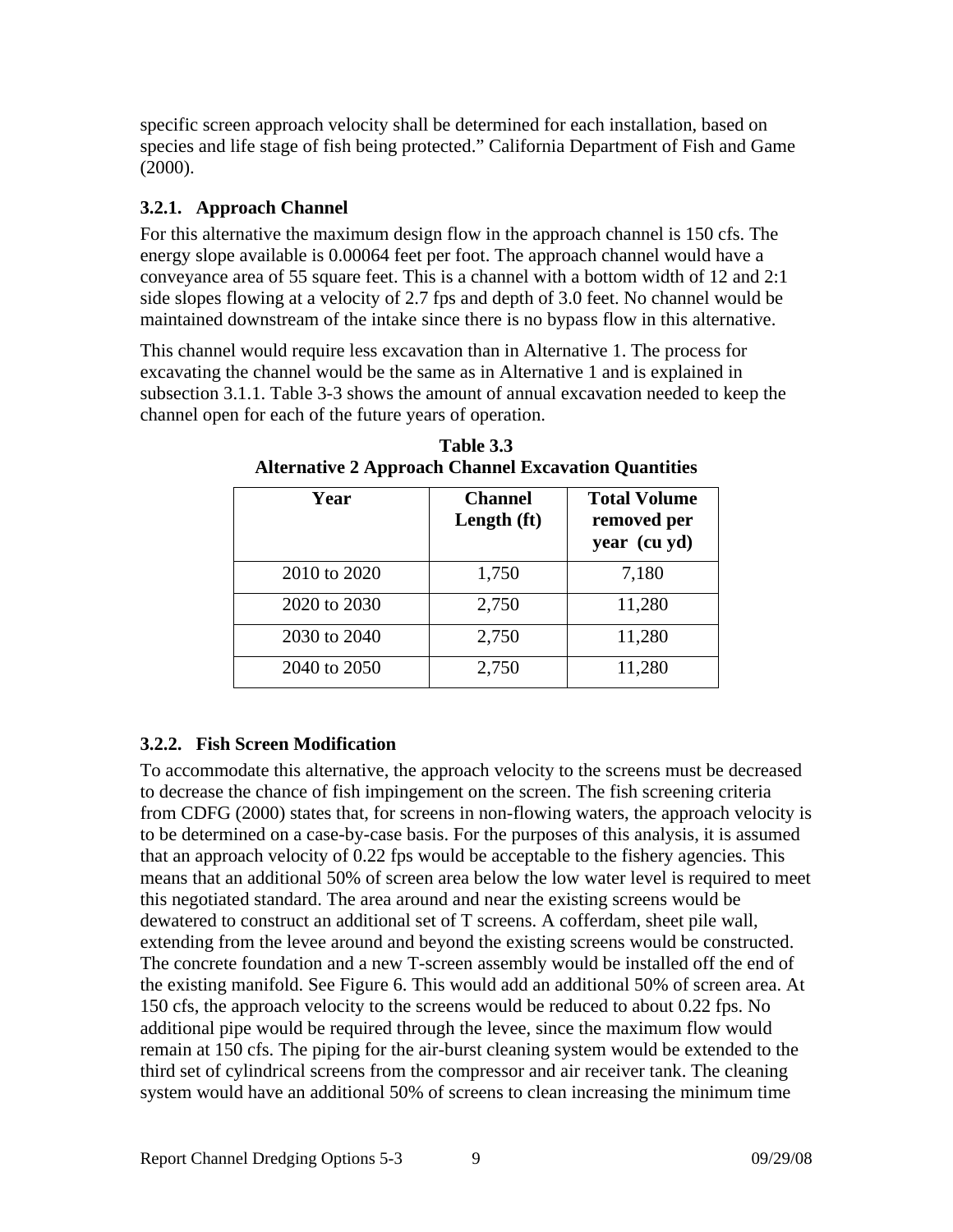specific screen approach velocity shall be determined for each installation, based on species and life stage of fish being protected." California Department of Fish and Game (2000).

### 3.2.1. Approach Channel

For this alternative the maximum design flow in the approach channel is 150 cfs. The energy slope available is 0.00064 feet per foot. The approach channel would have a conveyance area of 55 square feet. This is a channel with a bottom width of 12 and 2:1 side slopes flowing at a velocity of 2.7 fps and depth of 3.0 feet. No channel would be maintained downstream of the intake since there is no bypass flow in this alternative.

This channel would require less excavation than in Alternative 1. The process for excavating the channel would be the same as in Alternative 1 and is explained in subsection 3.1.1. Table 3-3 shows the amount of annual excavation needed to keep the channel open for each of the future years of operation.

**Table 3.3**
**Alternative 2 Approach Channel Excavation Quantities**

| Year | Channel Length (ft) | Total Volume removed per year (cu yd) |
|---|---|---|
| 2010 to 2020 | 1,750 | 7,180 |
| 2020 to 2030 | 2,750 | 11,280 |
| 2030 to 2040 | 2,750 | 11,280 |
| 2040 to 2050 | 2,750 | 11,280 |

### 3.2.2. Fish Screen Modification

To accommodate this alternative, the approach velocity to the screens must be decreased to decrease the chance of fish impingement on the screen. The fish screening criteria from CDFG (2000) states that, for screens in non-flowing waters, the approach velocity is to be determined on a case-by-case basis. For the purposes of this analysis, it is assumed that an approach velocity of 0.22 fps would be acceptable to the fishery agencies. This means that an additional 50% of screen area below the low water level is required to meet this negotiated standard. The area around and near the existing screens would be dewatered to construct an additional set of T screens. A cofferdam, sheet pile wall, extending from the levee around and beyond the existing screens would be constructed. The concrete foundation and a new T-screen assembly would be installed off the end of the existing manifold. See Figure 6. This would add an additional 50% of screen area. At 150 cfs, the approach velocity to the screens would be reduced to about 0.22 fps. No additional pipe would be required through the levee, since the maximum flow would remain at 150 cfs. The piping for the air-burst cleaning system would be extended to the third set of cylindrical screens from the compressor and air receiver tank. The cleaning system would have an additional 50% of screens to clean increasing the minimum time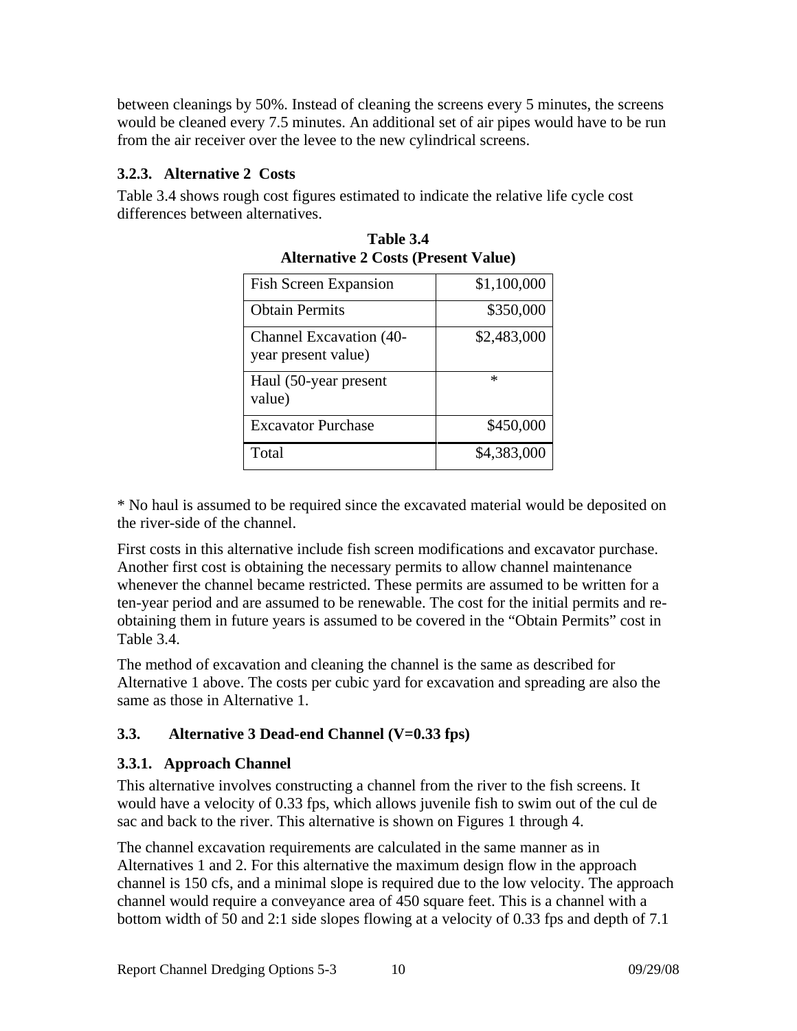between cleanings by 50%. Instead of cleaning the screens every 5 minutes, the screens would be cleaned every 7.5 minutes. An additional set of air pipes would have to be run from the air receiver over the levee to the new cylindrical screens.

### 3.2.3. Alternative 2 Costs

Table 3.4 shows rough cost figures estimated to indicate the relative life cycle cost differences between alternatives.

**Table 3.4**
**Alternative 2 Costs (Present Value)**

| Item | Cost |
|---|---:|
| Fish Screen Expansion | $1,100,000 |
| Obtain Permits | $350,000 |
| Channel Excavation (40-year present value) | $2,483,000 |
| Haul (50-year present value) | * |
| Excavator Purchase | $450,000 |
| Total | $4,383,000 |

* No haul is assumed to be required since the excavated material would be deposited on the river-side of the channel.

First costs in this alternative include fish screen modifications and excavator purchase. Another first cost is obtaining the necessary permits to allow channel maintenance whenever the channel became restricted. These permits are assumed to be written for a ten-year period and are assumed to be renewable. The cost for the initial permits and re-obtaining them in future years is assumed to be covered in the "Obtain Permits" cost in Table 3.4.

The method of excavation and cleaning the channel is the same as described for Alternative 1 above. The costs per cubic yard for excavation and spreading are also the same as those in Alternative 1.

## 3.3. Alternative 3 Dead-end Channel (V=0.33 fps)

### 3.3.1. Approach Channel

This alternative involves constructing a channel from the river to the fish screens. It would have a velocity of 0.33 fps, which allows juvenile fish to swim out of the cul de sac and back to the river. This alternative is shown on Figures 1 through 4.

The channel excavation requirements are calculated in the same manner as in Alternatives 1 and 2. For this alternative the maximum design flow in the approach channel is 150 cfs, and a minimal slope is required due to the low velocity. The approach channel would require a conveyance area of 450 square feet. This is a channel with a bottom width of 50 and 2:1 side slopes flowing at a velocity of 0.33 fps and depth of 7.1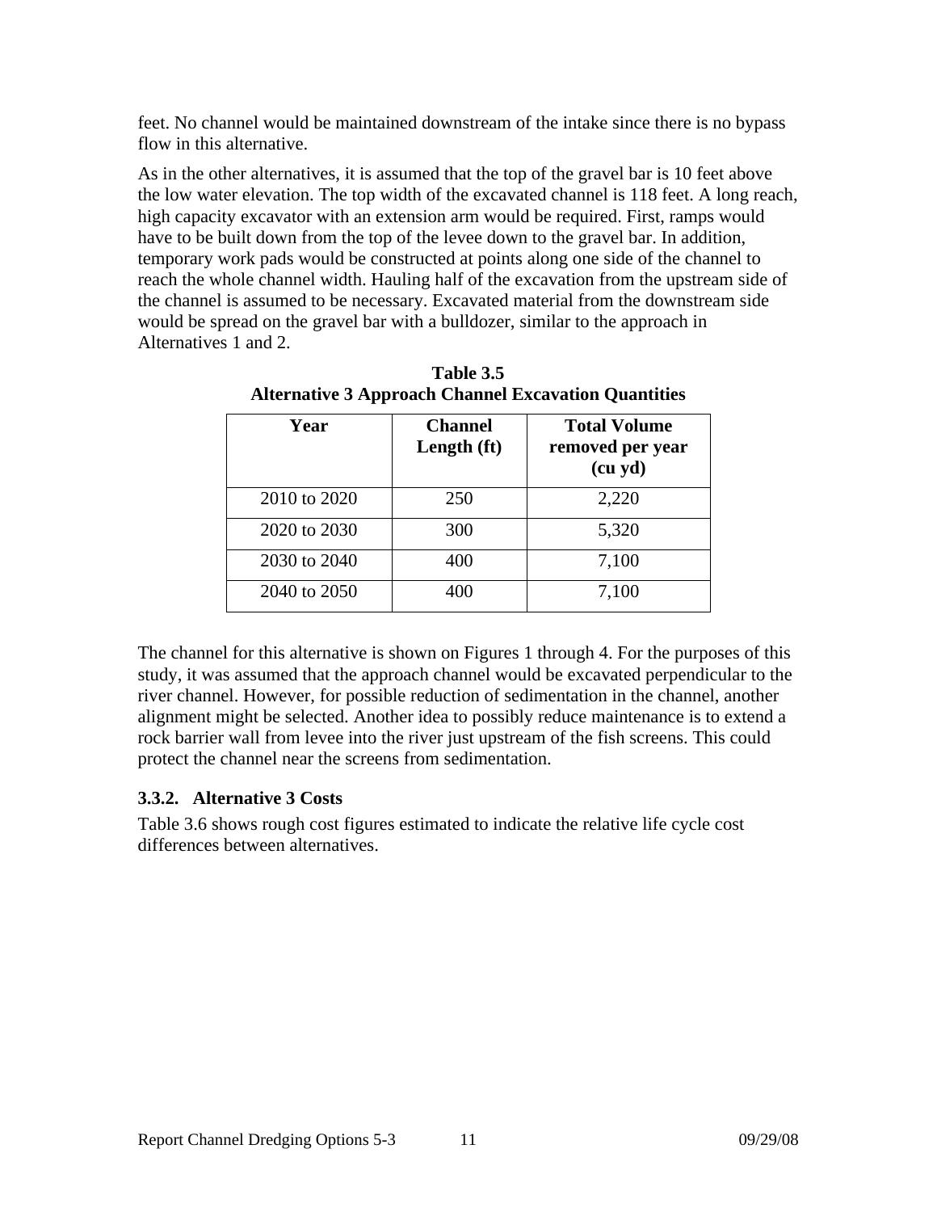feet. No channel would be maintained downstream of the intake since there is no bypass flow in this alternative.

As in the other alternatives, it is assumed that the top of the gravel bar is 10 feet above the low water elevation. The top width of the excavated channel is 118 feet. A long reach, high capacity excavator with an extension arm would be required. First, ramps would have to be built down from the top of the levee down to the gravel bar. In addition, temporary work pads would be constructed at points along one side of the channel to reach the whole channel width. Hauling half of the excavation from the upstream side of the channel is assumed to be necessary. Excavated material from the downstream side would be spread on the gravel bar with a bulldozer, similar to the approach in Alternatives 1 and 2.

**Table 3.5**
**Alternative 3 Approach Channel Excavation Quantities**

| Year | Channel Length (ft) | Total Volume removed per year (cu yd) |
|---|---|---|
| 2010 to 2020 | 250 | 2,220 |
| 2020 to 2030 | 300 | 5,320 |
| 2030 to 2040 | 400 | 7,100 |
| 2040 to 2050 | 400 | 7,100 |

The channel for this alternative is shown on Figures 1 through 4. For the purposes of this study, it was assumed that the approach channel would be excavated perpendicular to the river channel. However, for possible reduction of sedimentation in the channel, another alignment might be selected. Another idea to possibly reduce maintenance is to extend a rock barrier wall from levee into the river just upstream of the fish screens. This could protect the channel near the screens from sedimentation.

### 3.3.2. Alternative 3 Costs

Table 3.6 shows rough cost figures estimated to indicate the relative life cycle cost differences between alternatives.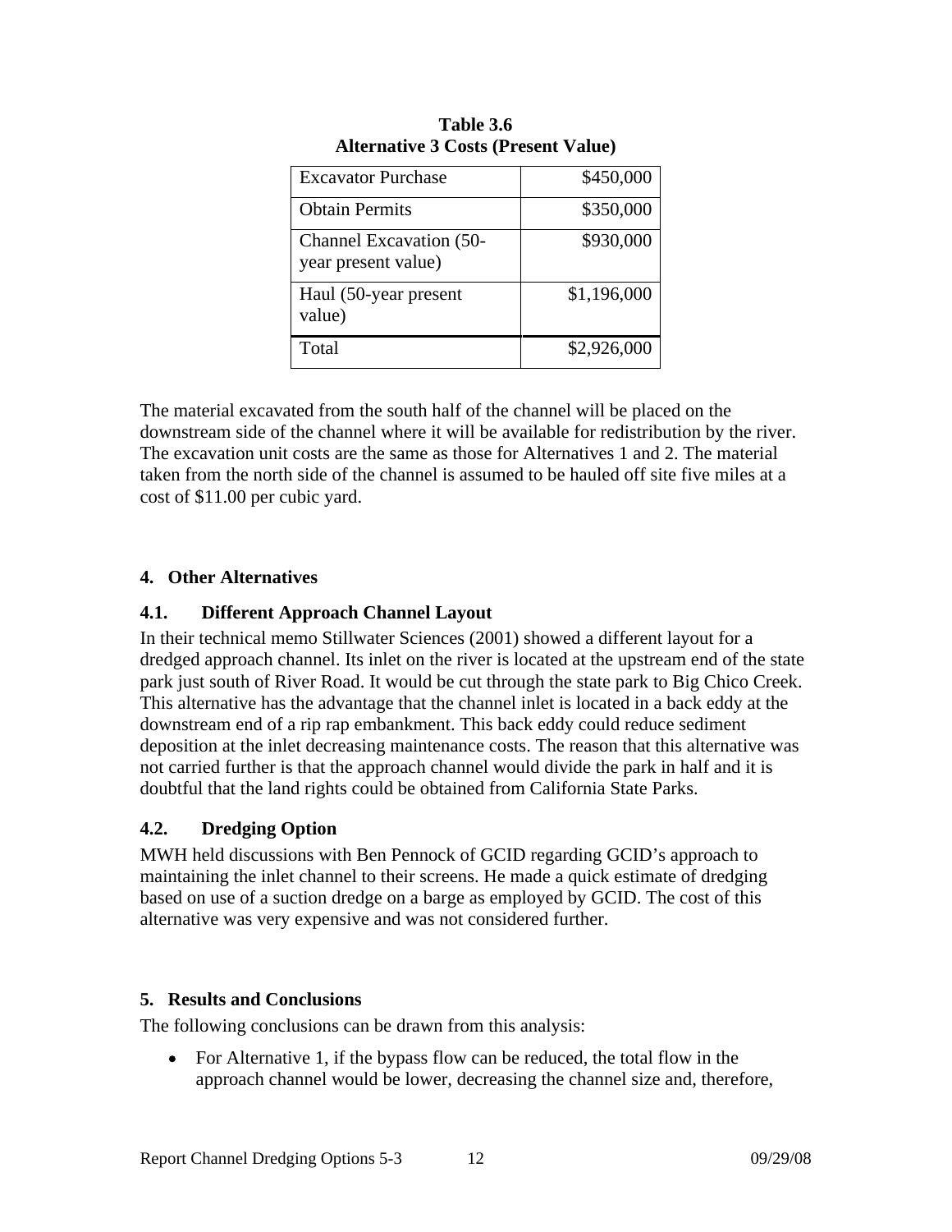**Table 3.6**
**Alternative 3 Costs (Present Value)**

| | |
|---|---|
| Excavator Purchase | $450,000 |
| Obtain Permits | $350,000 |
| Channel Excavation (50-year present value) | $930,000 |
| Haul (50-year present value) | $1,196,000 |
| Total | $2,926,000 |

The material excavated from the south half of the channel will be placed on the downstream side of the channel where it will be available for redistribution by the river. The excavation unit costs are the same as those for Alternatives 1 and 2. The material taken from the north side of the channel is assumed to be hauled off site five miles at a cost of $11.00 per cubic yard.

## 4. Other Alternatives

### 4.1. Different Approach Channel Layout

In their technical memo Stillwater Sciences (2001) showed a different layout for a dredged approach channel. Its inlet on the river is located at the upstream end of the state park just south of River Road. It would be cut through the state park to Big Chico Creek. This alternative has the advantage that the channel inlet is located in a back eddy at the downstream end of a rip rap embankment. This back eddy could reduce sediment deposition at the inlet decreasing maintenance costs. The reason that this alternative was not carried further is that the approach channel would divide the park in half and it is doubtful that the land rights could be obtained from California State Parks.

### 4.2. Dredging Option

MWH held discussions with Ben Pennock of GCID regarding GCID's approach to maintaining the inlet channel to their screens. He made a quick estimate of dredging based on use of a suction dredge on a barge as employed by GCID. The cost of this alternative was very expensive and was not considered further.

## 5. Results and Conclusions

The following conclusions can be drawn from this analysis:

- For Alternative 1, if the bypass flow can be reduced, the total flow in the approach channel would be lower, decreasing the channel size and, therefore,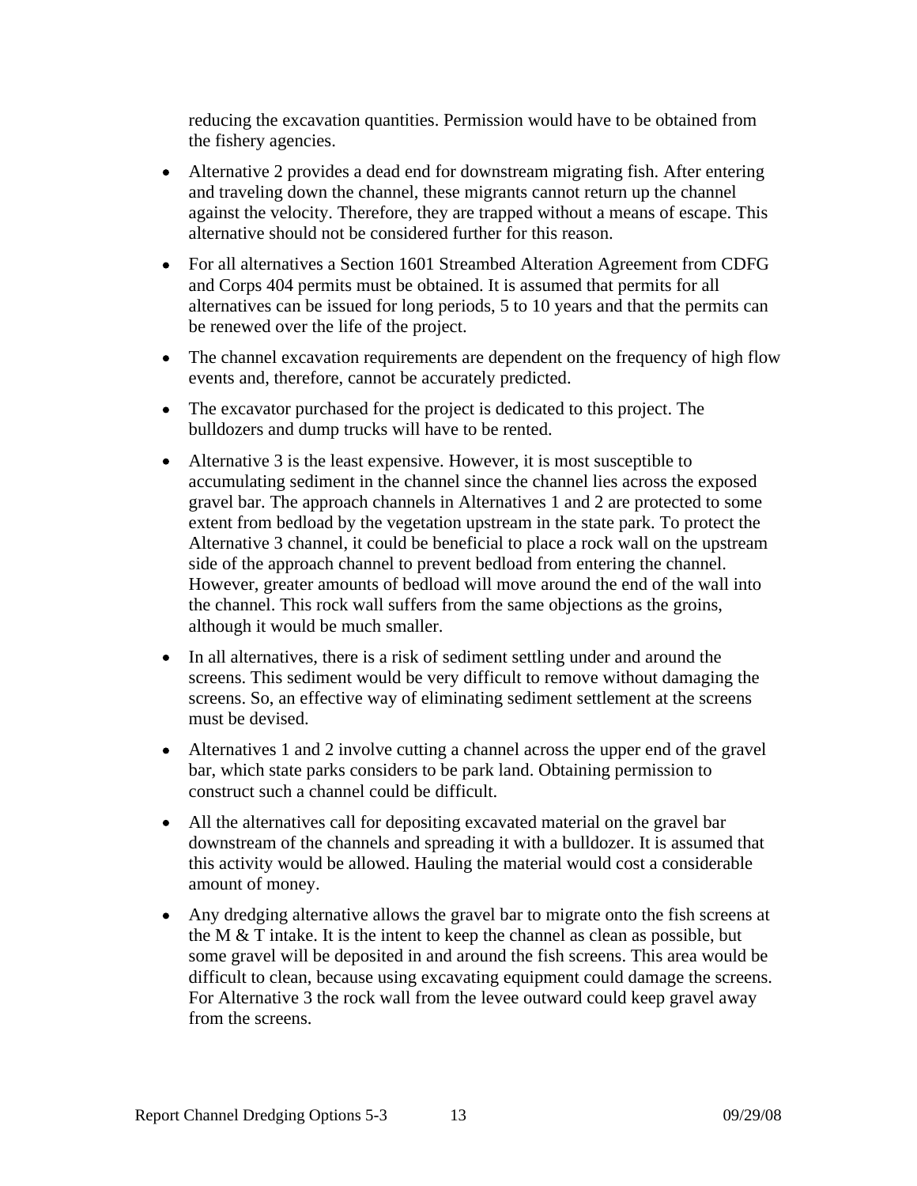reducing the excavation quantities. Permission would have to be obtained from the fishery agencies.

- Alternative 2 provides a dead end for downstream migrating fish. After entering and traveling down the channel, these migrants cannot return up the channel against the velocity. Therefore, they are trapped without a means of escape. This alternative should not be considered further for this reason.
- For all alternatives a Section 1601 Streambed Alteration Agreement from CDFG and Corps 404 permits must be obtained. It is assumed that permits for all alternatives can be issued for long periods, 5 to 10 years and that the permits can be renewed over the life of the project.
- The channel excavation requirements are dependent on the frequency of high flow events and, therefore, cannot be accurately predicted.
- The excavator purchased for the project is dedicated to this project. The bulldozers and dump trucks will have to be rented.
- Alternative 3 is the least expensive. However, it is most susceptible to accumulating sediment in the channel since the channel lies across the exposed gravel bar. The approach channels in Alternatives 1 and 2 are protected to some extent from bedload by the vegetation upstream in the state park. To protect the Alternative 3 channel, it could be beneficial to place a rock wall on the upstream side of the approach channel to prevent bedload from entering the channel. However, greater amounts of bedload will move around the end of the wall into the channel. This rock wall suffers from the same objections as the groins, although it would be much smaller.
- In all alternatives, there is a risk of sediment settling under and around the screens. This sediment would be very difficult to remove without damaging the screens. So, an effective way of eliminating sediment settlement at the screens must be devised.
- Alternatives 1 and 2 involve cutting a channel across the upper end of the gravel bar, which state parks considers to be park land. Obtaining permission to construct such a channel could be difficult.
- All the alternatives call for depositing excavated material on the gravel bar downstream of the channels and spreading it with a bulldozer. It is assumed that this activity would be allowed. Hauling the material would cost a considerable amount of money.
- Any dredging alternative allows the gravel bar to migrate onto the fish screens at the M & T intake. It is the intent to keep the channel as clean as possible, but some gravel will be deposited in and around the fish screens. This area would be difficult to clean, because using excavating equipment could damage the screens. For Alternative 3 the rock wall from the levee outward could keep gravel away from the screens.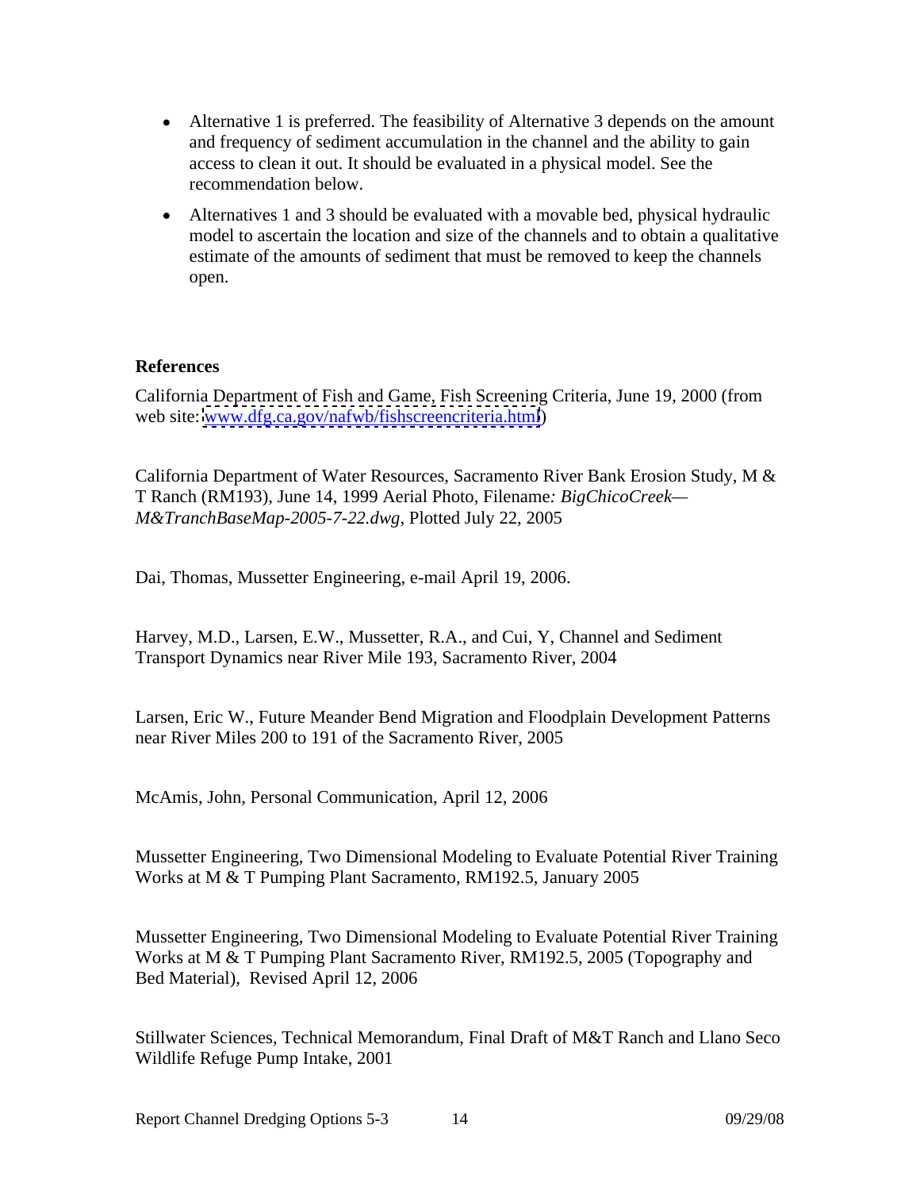- Alternative 1 is preferred. The feasibility of Alternative 3 depends on the amount and frequency of sediment accumulation in the channel and the ability to gain access to clean it out. It should be evaluated in a physical model. See the recommendation below.
- Alternatives 1 and 3 should be evaluated with a movable bed, physical hydraulic model to ascertain the location and size of the channels and to obtain a qualitative estimate of the amounts of sediment that must be removed to keep the channels open.

**References**

California Department of Fish and Game, Fish Screening Criteria, June 19, 2000 (from web site: www.dfg.ca.gov/nafwb/fishscreencriteria.html)

California Department of Water Resources, Sacramento River Bank Erosion Study, M & T Ranch (RM193), June 14, 1999 Aerial Photo, Filename*: BigChicoCreek—M&TranchBaseMap-2005-7-22.dwg,* Plotted July 22, 2005

Dai, Thomas, Mussetter Engineering, e-mail April 19, 2006.

Harvey, M.D., Larsen, E.W., Mussetter, R.A., and Cui, Y, Channel and Sediment Transport Dynamics near River Mile 193, Sacramento River, 2004

Larsen, Eric W., Future Meander Bend Migration and Floodplain Development Patterns near River Miles 200 to 191 of the Sacramento River, 2005

McAmis, John, Personal Communication, April 12, 2006

Mussetter Engineering, Two Dimensional Modeling to Evaluate Potential River Training Works at M & T Pumping Plant Sacramento, RM192.5, January 2005

Mussetter Engineering, Two Dimensional Modeling to Evaluate Potential River Training Works at M & T Pumping Plant Sacramento River, RM192.5, 2005 (Topography and Bed Material), Revised April 12, 2006

Stillwater Sciences, Technical Memorandum, Final Draft of M&T Ranch and Llano Seco Wildlife Refuge Pump Intake, 2001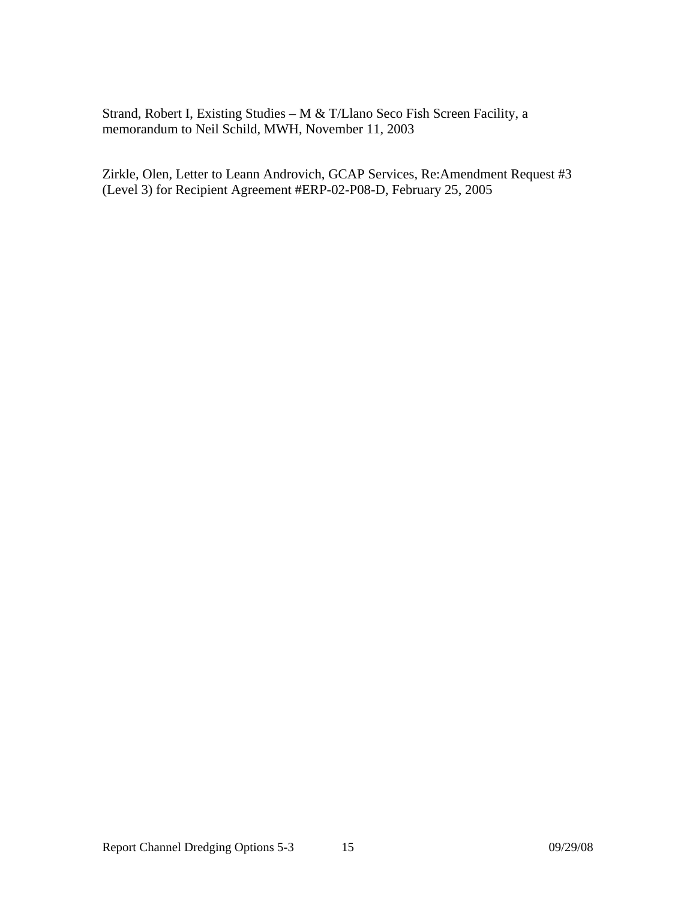Strand, Robert I, Existing Studies – M & T/Llano Seco Fish Screen Facility, a memorandum to Neil Schild, MWH, November 11, 2003

Zirkle, Olen, Letter to Leann Androvich, GCAP Services, Re:Amendment Request #3 (Level 3) for Recipient Agreement #ERP-02-P08-D, February 25, 2005